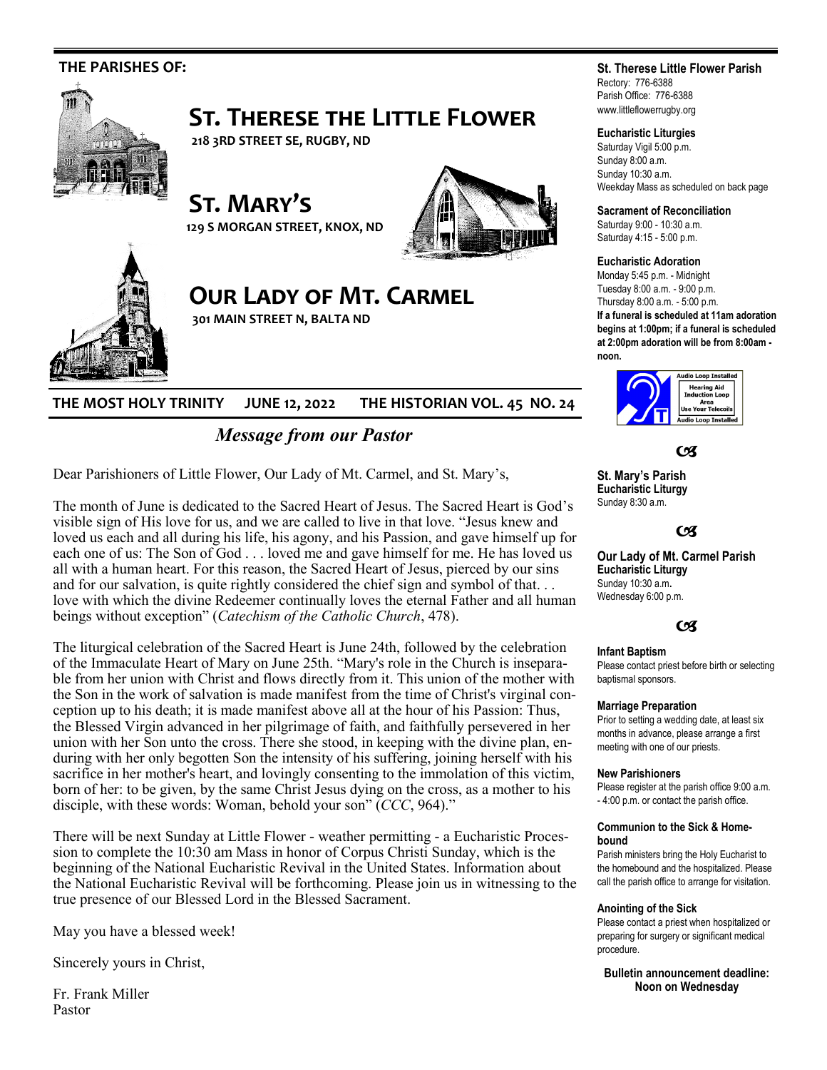**THE PARISHES OF:**

# ST. THERESE THE LITTLE FLOWER

**218 3RD STREET SE, RUGBY, ND**

# ST. MARY'S

**129 S MORGAN STREET, KNOX, ND**

# OUR LADY OF MT. CARMEL

**301 MAIN STREET N, BALTA ND**

**THE MOST HOLY TRINITY    JUNE 12, 2022    THE HISTORIAN VOL. 45 NO. 24**

## *Message from our Pastor*

Dear Parishioners of Little Flower, Our Lady of Mt. Carmel, and St. Mary's,

The month of June is dedicated to the Sacred Heart of Jesus. The Sacred Heart is God's visible sign of His love for us, and we are called to live in that love. "Jesus knew and loved us each and all during his life, his agony, and his Passion, and gave himself up for each one of us: The Son of God . . . loved me and gave himself for me. He has loved us all with a human heart. For this reason, the Sacred Heart of Jesus, pierced by our sins and for our salvation, is quite rightly considered the chief sign and symbol of that. . . love with which the divine Redeemer continually loves the eternal Father and all human beings without exception" (*Catechism of the Catholic Church*, 478).

The liturgical celebration of the Sacred Heart is June 24th, followed by the celebration of the Immaculate Heart of Mary on June 25th. "Mary's role in the Church is inseparable from her union with Christ and flows directly from it. This union of the mother with the Son in the work of salvation is made manifest from the time of Christ's virginal conception up to his death; it is made manifest above all at the hour of his Passion: Thus, the Blessed Virgin advanced in her pilgrimage of faith, and faithfully persevered in her union with her Son unto the cross. There she stood, in keeping with the divine plan, enduring with her only begotten Son the intensity of his suffering, joining herself with his sacrifice in her mother's heart, and lovingly consenting to the immolation of this victim, born of her: to be given, by the same Christ Jesus dying on the cross, as a mother to his disciple, with these words: Woman, behold your son" (*CCC*, 964)."

There will be next Sunday at Little Flower - weather permitting - a Eucharistic Procession to complete the 10:30 am Mass in honor of Corpus Christi Sunday, which is the beginning of the National Eucharistic Revival in the United States. Information about the National Eucharistic Revival will be forthcoming. Please join us in witnessing to the true presence of our Blessed Lord in the Blessed Sacrament.

May you have a blessed week!

Sincerely yours in Christ,

Fr. Frank Miller
Pastor

---

**St. Therese Little Flower Parish**
Rectory: 776-6388
Parish Office: 776-6388
www.littleflowerrugby.org

**Eucharistic Liturgies**
Saturday Vigil 5:00 p.m.
Sunday 8:00 a.m.
Sunday 10:30 a.m.
Weekday Mass as scheduled on back page

**Sacrament of Reconciliation**
Saturday 9:00 - 10:30 a.m.
Saturday 4:15 - 5:00 p.m.

**Eucharistic Adoration**
Monday 5:45 p.m. - Midnight
Tuesday 8:00 a.m. - 9:00 p.m.
Thursday 8:00 a.m. - 5:00 p.m.
**If a funeral is scheduled at 11am adoration begins at 1:00pm; if a funeral is scheduled at 2:00pm adoration will be from 8:00am - noon.**

Audio Loop Installed
Hearing Aid Induction Loop Area
Use Your Telecoils
Audio Loop Installed

**St. Mary's Parish**
**Eucharistic Liturgy**
Sunday 8:30 a.m.

**Our Lady of Mt. Carmel Parish**
**Eucharistic Liturgy**
Sunday 10:30 a.m.
Wednesday 6:00 p.m.

**Infant Baptism**
Please contact priest before birth or selecting baptismal sponsors.

**Marriage Preparation**
Prior to setting a wedding date, at least six months in advance, please arrange a first meeting with one of our priests.

**New Parishioners**
Please register at the parish office 9:00 a.m. - 4:00 p.m. or contact the parish office.

**Communion to the Sick & Homebound**
Parish ministers bring the Holy Eucharist to the homebound and the hospitalized. Please call the parish office to arrange for visitation.

**Anointing of the Sick**
Please contact a priest when hospitalized or preparing for surgery or significant medical procedure.

**Bulletin announcement deadline: Noon on Wednesday**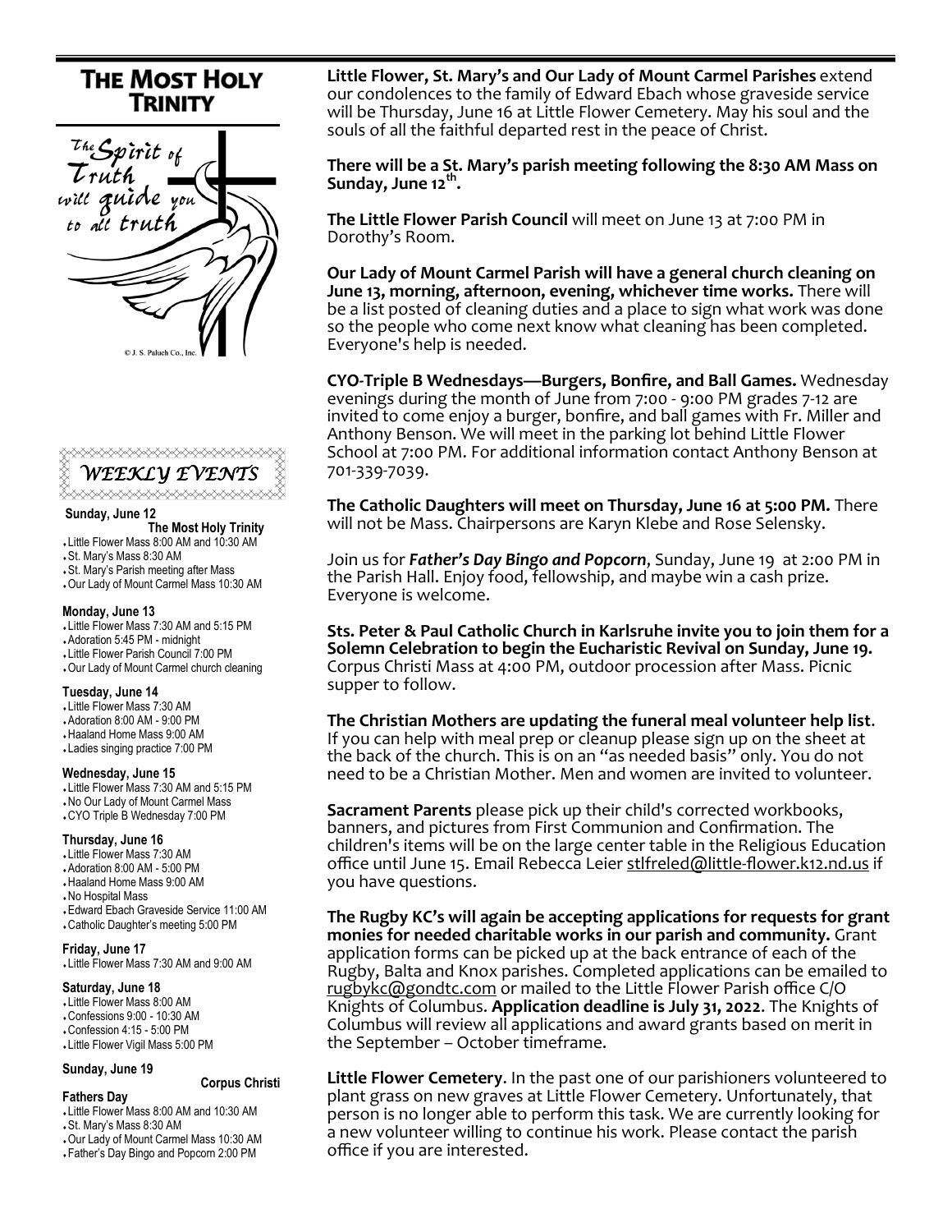# The Most Holy Trinity

The Spirit of Truth will guide you to all truth

© J. S. Paluch Co., Inc.

## WEEKLY EVENTS

**Sunday, June 12**
**The Most Holy Trinity**
- Little Flower Mass 8:00 AM and 10:30 AM
- St. Mary's Mass 8:30 AM
- St. Mary's Parish meeting after Mass
- Our Lady of Mount Carmel Mass 10:30 AM

**Monday, June 13**
- Little Flower Mass 7:30 AM and 5:15 PM
- Adoration 5:45 PM - midnight
- Little Flower Parish Council 7:00 PM
- Our Lady of Mount Carmel church cleaning

**Tuesday, June 14**
- Little Flower Mass 7:30 AM
- Adoration 8:00 AM - 9:00 PM
- Haaland Home Mass 9:00 AM
- Ladies singing practice 7:00 PM

**Wednesday, June 15**
- Little Flower Mass 7:30 AM and 5:15 PM
- No Our Lady of Mount Carmel Mass
- CYO Triple B Wednesday 7:00 PM

**Thursday, June 16**
- Little Flower Mass 7:30 AM
- Adoration 8:00 AM - 5:00 PM
- Haaland Home Mass 9:00 AM
- No Hospital Mass
- Edward Ebach Graveside Service 11:00 AM
- Catholic Daughter's meeting 5:00 PM

**Friday, June 17**
- Little Flower Mass 7:30 AM and 9:00 AM

**Saturday, June 18**
- Little Flower Mass 8:00 AM
- Confessions 9:00 - 10:30 AM
- Confession 4:15 - 5:00 PM
- Little Flower Vigil Mass 5:00 PM

**Sunday, June 19**
**Corpus Christi**
**Fathers Day**
- Little Flower Mass 8:00 AM and 10:30 AM
- St. Mary's Mass 8:30 AM
- Our Lady of Mount Carmel Mass 10:30 AM
- Father's Day Bingo and Popcorn 2:00 PM

**Little Flower, St. Mary's and Our Lady of Mount Carmel Parishes** extend our condolences to the family of Edward Ebach whose graveside service will be Thursday, June 16 at Little Flower Cemetery. May his soul and the souls of all the faithful departed rest in the peace of Christ.

**There will be a St. Mary's parish meeting following the 8:30 AM Mass on Sunday, June 12th.**

**The Little Flower Parish Council** will meet on June 13 at 7:00 PM in Dorothy's Room.

**Our Lady of Mount Carmel Parish will have a general church cleaning on June 13, morning, afternoon, evening, whichever time works.** There will be a list posted of cleaning duties and a place to sign what work was done so the people who come next know what cleaning has been completed. Everyone's help is needed.

**CYO-Triple B Wednesdays—Burgers, Bonfire, and Ball Games.** Wednesday evenings during the month of June from 7:00 - 9:00 PM grades 7-12 are invited to come enjoy a burger, bonfire, and ball games with Fr. Miller and Anthony Benson. We will meet in the parking lot behind Little Flower School at 7:00 PM. For additional information contact Anthony Benson at 701-339-7039.

**The Catholic Daughters will meet on Thursday, June 16 at 5:00 PM.** There will not be Mass. Chairpersons are Karyn Klebe and Rose Selensky.

Join us for ***Father's Day Bingo and Popcorn***, Sunday, June 19 at 2:00 PM in the Parish Hall. Enjoy food, fellowship, and maybe win a cash prize. Everyone is welcome.

**Sts. Peter & Paul Catholic Church in Karlsruhe invite you to join them for a Solemn Celebration to begin the Eucharistic Revival on Sunday, June 19.** Corpus Christi Mass at 4:00 PM, outdoor procession after Mass. Picnic supper to follow.

**The Christian Mothers are updating the funeral meal volunteer help list**. If you can help with meal prep or cleanup please sign up on the sheet at the back of the church. This is on an "as needed basis" only. You do not need to be a Christian Mother. Men and women are invited to volunteer.

**Sacrament Parents** please pick up their child's corrected workbooks, banners, and pictures from First Communion and Confirmation. The children's items will be on the large center table in the Religious Education office until June 15. Email Rebecca Leier stlfreled@little-flower.k12.nd.us if you have questions.

**The Rugby KC's will again be accepting applications for requests for grant monies for needed charitable works in our parish and community.** Grant application forms can be picked up at the back entrance of each of the Rugby, Balta and Knox parishes. Completed applications can be emailed to rugbykc@gondtc.com or mailed to the Little Flower Parish office C/O Knights of Columbus. **Application deadline is July 31, 2022**. The Knights of Columbus will review all applications and award grants based on merit in the September – October timeframe.

**Little Flower Cemetery**. In the past one of our parishioners volunteered to plant grass on new graves at Little Flower Cemetery. Unfortunately, that person is no longer able to perform this task. We are currently looking for a new volunteer willing to continue his work. Please contact the parish office if you are interested.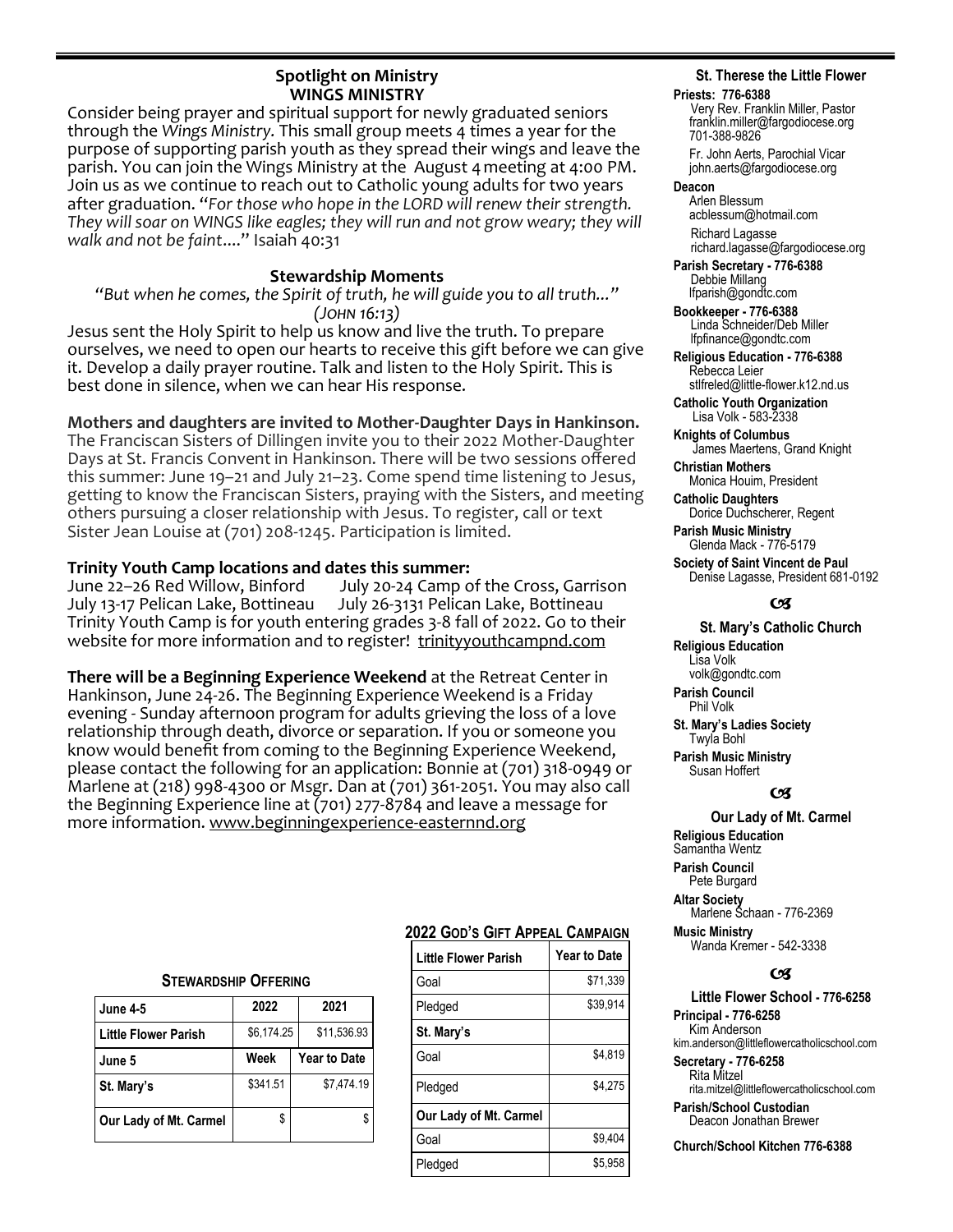## Spotlight on Ministry
## WINGS MINISTRY

Consider being prayer and spiritual support for newly graduated seniors through the *Wings Ministry*. This small group meets 4 times a year for the purpose of supporting parish youth as they spread their wings and leave the parish. You can join the Wings Ministry at the August 4 meeting at 4:00 PM. Join us as we continue to reach out to Catholic young adults for two years after graduation. "*For those who hope in the LORD will renew their strength. They will soar on WINGS like eagles; they will run and not grow weary; they will walk and not be faint....*" Isaiah 40:31

## Stewardship Moments

*"But when he comes, the Spirit of truth, he will guide you to all truth..." (John 16:13)*

Jesus sent the Holy Spirit to help us know and live the truth. To prepare ourselves, we need to open our hearts to receive this gift before we can give it. Develop a daily prayer routine. Talk and listen to the Holy Spirit. This is best done in silence, when we can hear His response.

**Mothers and daughters are invited to Mother-Daughter Days in Hankinson.** The Franciscan Sisters of Dillingen invite you to their 2022 Mother-Daughter Days at St. Francis Convent in Hankinson. There will be two sessions offered this summer: June 19–21 and July 21–23. Come spend time listening to Jesus, getting to know the Franciscan Sisters, praying with the Sisters, and meeting others pursuing a closer relationship with Jesus. To register, call or text Sister Jean Louise at (701) 208-1245. Participation is limited.

**Trinity Youth Camp locations and dates this summer:**

June 22–26 Red Willow, Binford — July 20-24 Camp of the Cross, Garrison
July 13-17 Pelican Lake, Bottineau — July 26-3131 Pelican Lake, Bottineau

Trinity Youth Camp is for youth entering grades 3-8 fall of 2022. Go to their website for more information and to register! trinityyouthcampnd.com

**There will be a Beginning Experience Weekend** at the Retreat Center in Hankinson, June 24-26. The Beginning Experience Weekend is a Friday evening - Sunday afternoon program for adults grieving the loss of a love relationship through death, divorce or separation. If you or someone you know would benefit from coming to the Beginning Experience Weekend, please contact the following for an application: Bonnie at (701) 318-0949 or Marlene at (218) 998-4300 or Msgr. Dan at (701) 361-2051. You may also call the Beginning Experience line at (701) 277-8784 and leave a message for more information. www.beginningexperience-easternnd.org

### Stewardship Offering

| June 4-5 | 2022 | 2021 |
|---|---|---|
| Little Flower Parish | $6,174.25 | $11,536.93 |
| June 5 | Week | Year to Date |
| St. Mary's | $341.51 | $7,474.19 |
| Our Lady of Mt. Carmel | $ | $ |

### 2022 God's Gift Appeal Campaign

| Little Flower Parish | Year to Date |
|---|---|
| Goal | $71,339 |
| Pledged | $39,914 |
| **St. Mary's** | |
| Goal | $4,819 |
| Pledged | $4,275 |
| **Our Lady of Mt. Carmel** | |
| Goal | $9,404 |
| Pledged | $5,958 |

### St. Therese the Little Flower

**Priests: 776-6388**
Very Rev. Franklin Miller, Pastor
franklin.miller@fargodiocese.org
701-388-9826
Fr. John Aerts, Parochial Vicar
john.aerts@fargodiocese.org

**Deacon**
Arlen Blessum
acblessum@hotmail.com
Richard Lagasse
richard.lagasse@fargodiocese.org

**Parish Secretary - 776-6388**
Debbie Millang
lfparish@gondtc.com

**Bookkeeper - 776-6388**
Linda Schneider/Deb Miller
lfpfinance@gondtc.com

**Religious Education - 776-6388**
Rebecca Leier
stlfreled@little-flower.k12.nd.us

**Catholic Youth Organization**
Lisa Volk - 583-2338

**Knights of Columbus**
James Maertens, Grand Knight

**Christian Mothers**
Monica Houim, President

**Catholic Daughters**
Dorice Duchscherer, Regent

**Parish Music Ministry**
Glenda Mack - 776-5179

**Society of Saint Vincent de Paul**
Denise Lagasse, President 681-0192

### St. Mary's Catholic Church

**Religious Education**
Lisa Volk
volk@gondtc.com

**Parish Council**
Phil Volk

**St. Mary's Ladies Society**
Twyla Bohl

**Parish Music Ministry**
Susan Hoffert

### Our Lady of Mt. Carmel

**Religious Education**
Samantha Wentz

**Parish Council**
Pete Burgard

**Altar Society**
Marlene Schaan - 776-2369

**Music Ministry**
Wanda Kremer - 542-3338

### Little Flower School - 776-6258

**Principal - 776-6258**
Kim Anderson
kim.anderson@littleflowercatholicschool.com

**Secretary - 776-6258**
Rita Mitzel
rita.mitzel@littleflowercatholicschool.com

**Parish/School Custodian**
Deacon Jonathan Brewer

**Church/School Kitchen 776-6388**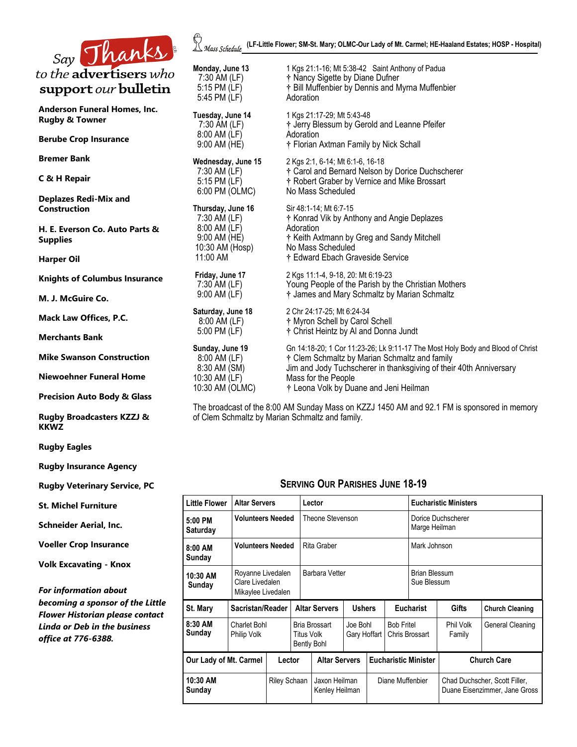# Say Thanks to the advertisers who support our bulletin

**Anderson Funeral Homes, Inc. Rugby & Towner**

**Berube Crop Insurance**

**Bremer Bank**

**C & H Repair**

**Deplazes Redi-Mix and Construction**

**H. E. Everson Co. Auto Parts & Supplies**

**Harper Oil**

**Knights of Columbus Insurance**

**M. J. McGuire Co.**

**Mack Law Offices, P.C.**

**Merchants Bank**

**Mike Swanson Construction**

**Niewoehner Funeral Home**

**Precision Auto Body & Glass**

**Rugby Broadcasters KZZJ & KKWZ**

**Rugby Eagles**

**Rugby Insurance Agency**

**Rugby Veterinary Service, PC**

**St. Michel Furniture**

**Schneider Aerial, Inc.**

**Voeller Crop Insurance**

**Volk Excavating - Knox**

***For information about becoming a sponsor of the Little Flower Historian please contact Linda or Deb in the business office at 776-6388.***

## Mass Schedule

**(LF-Little Flower; SM-St. Mary; OLMC-Our Lady of Mt. Carmel; HE-Haaland Estates; HOSP - Hospital)**

**Monday, June 13** — 1 Kgs 21:1-16; Mt 5:38-42 Saint Anthony of Padua
- 7:30 AM (LF) — † Nancy Sigette by Diane Dufner
- 5:15 PM (LF) — † Bill Muffenbier by Dennis and Myrna Muffenbier
- 5:45 PM (LF) — Adoration

**Tuesday, June 14** — 1 Kgs 21:17-29; Mt 5:43-48
- 7:30 AM (LF) — † Jerry Blessum by Gerold and Leanne Pfeifer
- 8:00 AM (LF) — Adoration
- 9:00 AM (HE) — † Florian Axtman Family by Nick Schall

**Wednesday, June 15** — 2 Kgs 2:1, 6-14; Mt 6:1-6, 16-18
- 7:30 AM (LF) — † Carol and Bernard Nelson by Dorice Duchscherer
- 5:15 PM (LF) — † Robert Graber by Vernice and Mike Brossart
- 6:00 PM (OLMC) — No Mass Scheduled

**Thursday, June 16** — Sir 48:1-14; Mt 6:7-15
- 7:30 AM (LF) — † Konrad Vik by Anthony and Angie Deplazes
- 8:00 AM (LF) — Adoration
- 9:00 AM (HE) — † Keith Axtmann by Greg and Sandy Mitchell
- 10:30 AM (Hosp) — No Mass Scheduled
- 11:00 AM — † Edward Ebach Graveside Service

**Friday, June 17** — 2 Kgs 11:1-4, 9-18, 20: Mt 6:19-23
- 7:30 AM (LF) — Young People of the Parish by the Christian Mothers
- 9:00 AM (LF) — † James and Mary Schmaltz by Marian Schmaltz

**Saturday, June 18** — 2 Chr 24:17-25; Mt 6:24-34
- 8:00 AM (LF) — † Myron Schell by Carol Schell
- 5:00 PM (LF) — † Christ Heintz by Al and Donna Jundt

**Sunday, June 19** — Gn 14:18-20; 1 Cor 11:23-26; Lk 9:11-17 The Most Holy Body and Blood of Christ
- 8:00 AM (LF) — † Clem Schmaltz by Marian Schmaltz and family
- 8:30 AM (SM) — Jim and Jody Tuchscherer in thanksgiving of their 40th Anniversary
- 10:30 AM (LF) — Mass for the People
- 10:30 AM (OLMC) — † Leona Volk by Duane and Jeni Heilman

The broadcast of the 8:00 AM Sunday Mass on KZZJ 1450 AM and 92.1 FM is sponsored in memory of Clem Schmaltz by Marian Schmaltz and family.

## Serving Our Parishes June 18-19

| Little Flower | Altar Servers | Lector | Eucharistic Ministers |
|---|---|---|---|
| **5:00 PM Saturday** | **Volunteers Needed** | Theone Stevenson | Dorice Duchscherer, Marge Heilman |
| **8:00 AM Sunday** | **Volunteers Needed** | Rita Graber | Mark Johnson |
| **10:30 AM Sunday** | Royanne Livedalen, Clare Livedalen, Mikaylee Livedalen | Barbara Vetter | Brian Blessum, Sue Blessum |

| St. Mary | Sacristan/Reader | Altar Servers | Ushers | Eucharist | Gifts | Church Cleaning |
|---|---|---|---|---|---|---|
| **8:30 AM Sunday** | Charlet Bohl, Philip Volk | Bria Brossart, Titus Volk, Bently Bohl | Joe Bohl, Gary Hoffart | Bob Fritel, Chris Brossart | Phil Volk Family | General Cleaning |

| Our Lady of Mt. Carmel | Lector | Altar Servers | Eucharistic Minister | Church Care |
|---|---|---|---|---|
| **10:30 AM Sunday** | Riley Schaan | Jaxon Heilman, Kenley Heilman | Diane Muffenbier | Chad Duchscher, Scott Filler, Duane Eisenzimmer, Jane Gross |